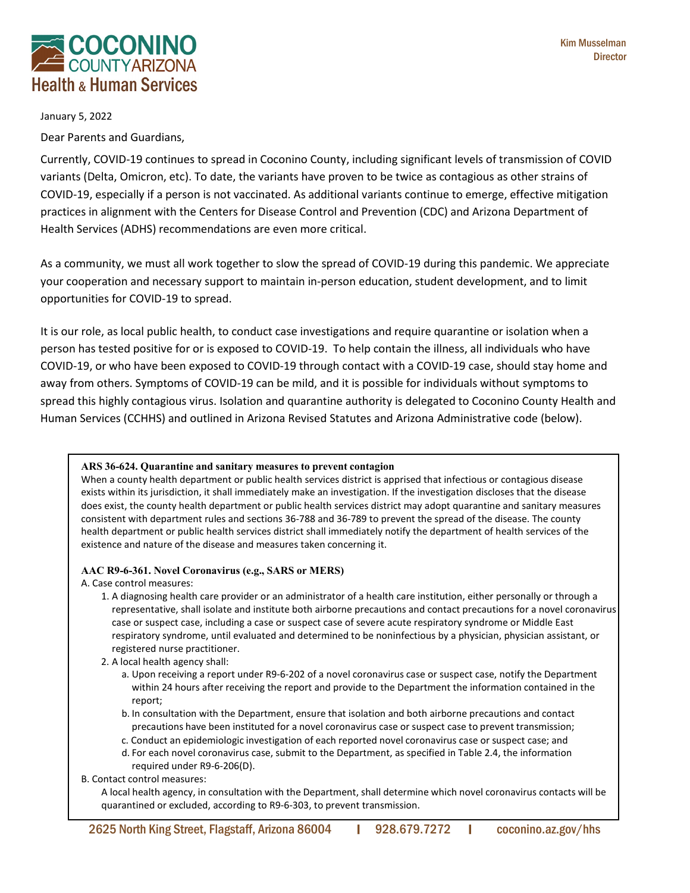**COCONINO COUNTY ARIZONA**
**Health & Human Services**

Kim Musselman
Director

January 5, 2022

Dear Parents and Guardians,

Currently, COVID-19 continues to spread in Coconino County, including significant levels of transmission of COVID variants (Delta, Omicron, etc). To date, the variants have proven to be twice as contagious as other strains of COVID-19, especially if a person is not vaccinated. As additional variants continue to emerge, effective mitigation practices in alignment with the Centers for Disease Control and Prevention (CDC) and Arizona Department of Health Services (ADHS) recommendations are even more critical.

As a community, we must all work together to slow the spread of COVID-19 during this pandemic. We appreciate your cooperation and necessary support to maintain in-person education, student development, and to limit opportunities for COVID-19 to spread.

It is our role, as local public health, to conduct case investigations and require quarantine or isolation when a person has tested positive for or is exposed to COVID-19. To help contain the illness, all individuals who have COVID-19, or who have been exposed to COVID-19 through contact with a COVID-19 case, should stay home and away from others. Symptoms of COVID-19 can be mild, and it is possible for individuals without symptoms to spread this highly contagious virus. Isolation and quarantine authority is delegated to Coconino County Health and Human Services (CCHHS) and outlined in Arizona Revised Statutes and Arizona Administrative code (below).

**ARS 36-624. Quarantine and sanitary measures to prevent contagion**

When a county health department or public health services district is apprised that infectious or contagious disease exists within its jurisdiction, it shall immediately make an investigation. If the investigation discloses that the disease does exist, the county health department or public health services district may adopt quarantine and sanitary measures consistent with department rules and sections 36-788 and 36-789 to prevent the spread of the disease. The county health department or public health services district shall immediately notify the department of health services of the existence and nature of the disease and measures taken concerning it.

**AAC R9-6-361. Novel Coronavirus (e.g., SARS or MERS)**

A. Case control measures:

1. A diagnosing health care provider or an administrator of a health care institution, either personally or through a representative, shall isolate and institute both airborne precautions and contact precautions for a novel coronavirus case or suspect case, including a case or suspect case of severe acute respiratory syndrome or Middle East respiratory syndrome, until evaluated and determined to be noninfectious by a physician, physician assistant, or registered nurse practitioner.
2. A local health agency shall:
   a. Upon receiving a report under R9-6-202 of a novel coronavirus case or suspect case, notify the Department within 24 hours after receiving the report and provide to the Department the information contained in the report;
   b. In consultation with the Department, ensure that isolation and both airborne precautions and contact precautions have been instituted for a novel coronavirus case or suspect case to prevent transmission;
   c. Conduct an epidemiologic investigation of each reported novel coronavirus case or suspect case; and
   d. For each novel coronavirus case, submit to the Department, as specified in Table 2.4, the information required under R9-6-206(D).

B. Contact control measures:

A local health agency, in consultation with the Department, shall determine which novel coronavirus contacts will be quarantined or excluded, according to R9-6-303, to prevent transmission.

2625 North King Street, Flagstaff, Arizona 86004 | 928.679.7272 | coconino.az.gov/hhs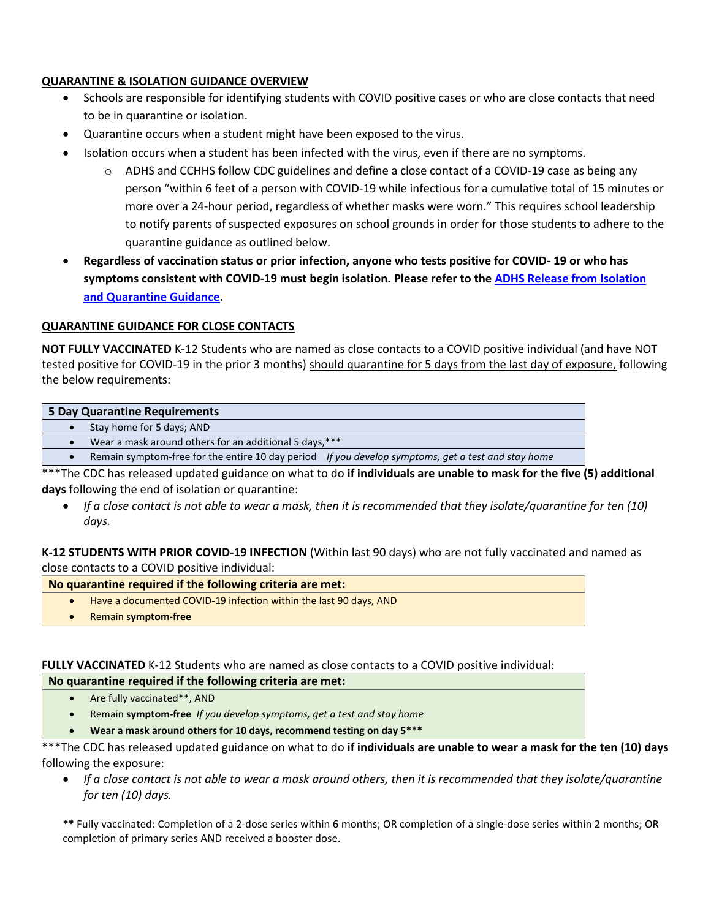## QUARANTINE & ISOLATION GUIDANCE OVERVIEW

- Schools are responsible for identifying students with COVID positive cases or who are close contacts that need to be in quarantine or isolation.
- Quarantine occurs when a student might have been exposed to the virus.
- Isolation occurs when a student has been infected with the virus, even if there are no symptoms.
    - ADHS and CCHHS follow CDC guidelines and define a close contact of a COVID-19 case as being any person "within 6 feet of a person with COVID-19 while infectious for a cumulative total of 15 minutes or more over a 24-hour period, regardless of whether masks were worn." This requires school leadership to notify parents of suspected exposures on school grounds in order for those students to adhere to the quarantine guidance as outlined below.
- **Regardless of vaccination status or prior infection, anyone who tests positive for COVID- 19 or who has symptoms consistent with COVID-19 must begin isolation. Please refer to the [ADHS Release from Isolation and Quarantine Guidance](ADHS Release from Isolation and Quarantine Guidance).**

## QUARANTINE GUIDANCE FOR CLOSE CONTACTS

**NOT FULLY VACCINATED** K-12 Students who are named as close contacts to a COVID positive individual (and have NOT tested positive for COVID-19 in the prior 3 months) should quarantine for 5 days from the last day of exposure, following the below requirements:

| 5 Day Quarantine Requirements |
|---|
| • Stay home for 5 days; AND |
| • Wear a mask around others for an additional 5 days,*** |
| • Remain symptom-free for the entire 10 day period *If you develop symptoms, get a test and stay home* |

***The CDC has released updated guidance on what to do **if individuals are unable to mask for the five (5) additional days** following the end of isolation or quarantine:

- *If a close contact is not able to wear a mask, then it is recommended that they isolate/quarantine for ten (10) days.*

**K-12 STUDENTS WITH PRIOR COVID-19 INFECTION** (Within last 90 days) who are not fully vaccinated and named as close contacts to a COVID positive individual:

| No quarantine required if the following criteria are met: |
|---|
| • Have a documented COVID-19 infection within the last 90 days, AND |
| • Remain **symptom-free** |

**FULLY VACCINATED** K-12 Students who are named as close contacts to a COVID positive individual:

| No quarantine required if the following criteria are met: |
|---|
| • Are fully vaccinated**, AND |
| • Remain **symptom-free** *If you develop symptoms, get a test and stay home* |
| • **Wear a mask around others for 10 days, recommend testing on day 5*** ** |

***The CDC has released updated guidance on what to do **if individuals are unable to wear a mask for the ten (10) days** following the exposure:

- *If a close contact is not able to wear a mask around others, then it is recommended that they isolate/quarantine for ten (10) days.*

**\*\*** Fully vaccinated: Completion of a 2-dose series within 6 months; OR completion of a single-dose series within 2 months; OR completion of primary series AND received a booster dose.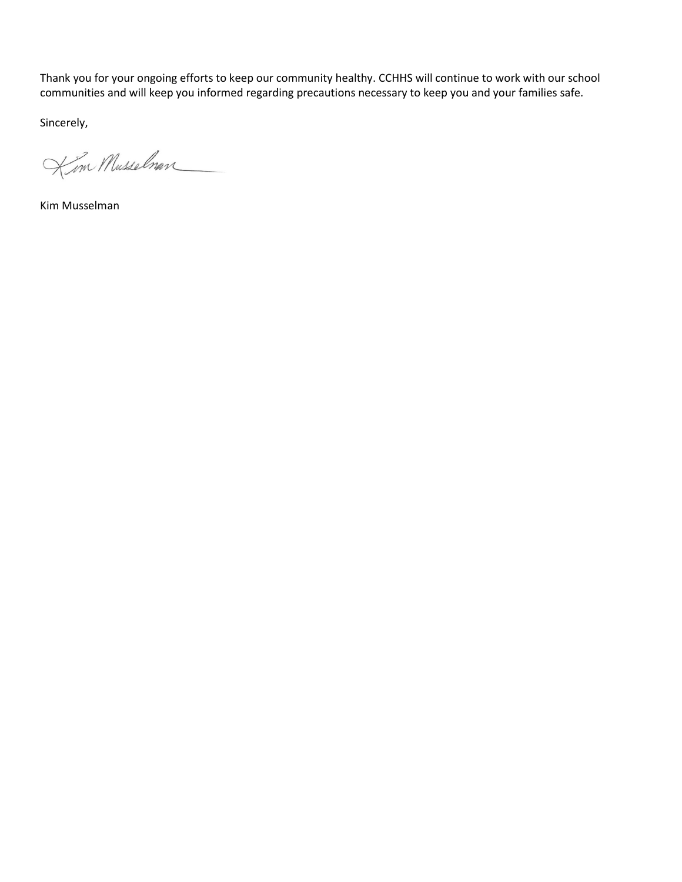Thank you for your ongoing efforts to keep our community healthy. CCHHS will continue to work with our school communities and will keep you informed regarding precautions necessary to keep you and your families safe.

Sincerely,

Kim Musselman